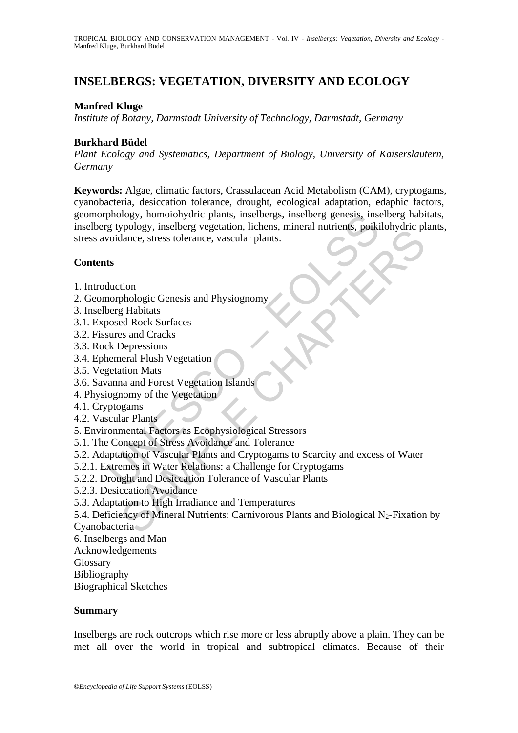# INSELBERGS: VEGETATION, DIVERSITY AND ECOLOGY

**Manfred Kluge**

*Institute of Botany, Darmstadt University of Technology, Darmstadt, Germany*

**Burkhard Büdel**

*Plant Ecology and Systematics, Department of Biology, University of Kaiserslautern, Germany*

**Keywords:** Algae, climatic factors, Crassulacean Acid Metabolism (CAM), cryptogams, cyanobacteria, desiccation tolerance, drought, ecological adaptation, edaphic factors, geomorphology, homoiohydric plants, inselbergs, inselberg genesis, inselberg habitats, inselberg typology, inselberg vegetation, lichens, mineral nutrients, poikilohydric plants, stress avoidance, stress tolerance, vascular plants.

## Contents

1. Introduction
2. Geomorphologic Genesis and Physiognomy
3. Inselberg Habitats
3.1. Exposed Rock Surfaces
3.2. Fissures and Cracks
3.3. Rock Depressions
3.4. Ephemeral Flush Vegetation
3.5. Vegetation Mats
3.6. Savanna and Forest Vegetation Islands
4. Physiognomy of the Vegetation
4.1. Cryptogams
4.2. Vascular Plants
5. Environmental Factors as Ecophysiological Stressors
5.1. The Concept of Stress Avoidance and Tolerance
5.2. Adaptation of Vascular Plants and Cryptogams to Scarcity and excess of Water
5.2.1. Extremes in Water Relations: a Challenge for Cryptogams
5.2.2. Drought and Desiccation Tolerance of Vascular Plants
5.2.3. Desiccation Avoidance
5.3. Adaptation to High Irradiance and Temperatures
5.4. Deficiency of Mineral Nutrients: Carnivorous Plants and Biological $N_2$-Fixation by Cyanobacteria
6. Inselbergs and Man

Acknowledgements

Glossary

Bibliography

Biographical Sketches

## Summary

Inselbergs are rock outcrops which rise more or less abruptly above a plain. They can be met all over the world in tropical and subtropical climates. Because of their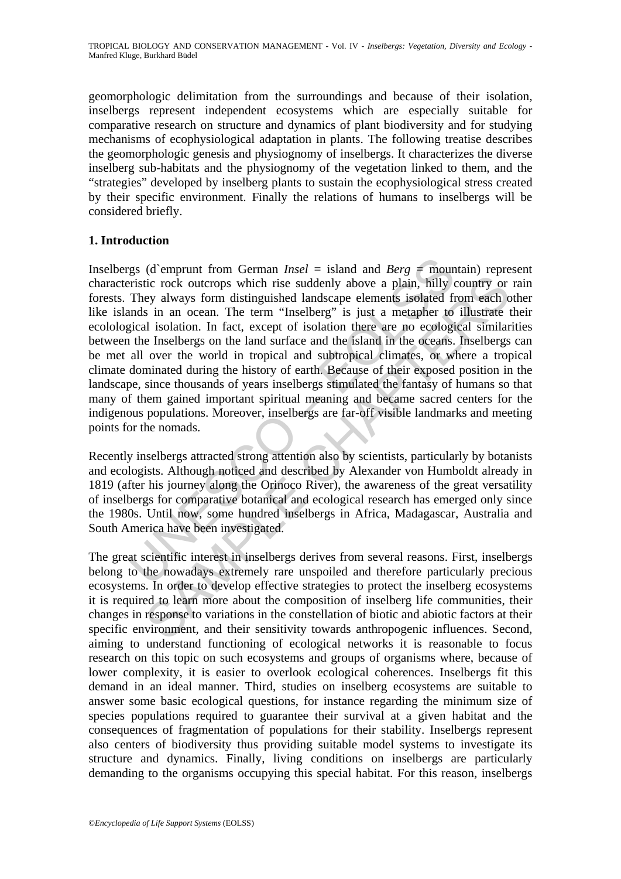geomorphologic delimitation from the surroundings and because of their isolation, inselbergs represent independent ecosystems which are especially suitable for comparative research on structure and dynamics of plant biodiversity and for studying mechanisms of ecophysiological adaptation in plants. The following treatise describes the geomorphologic genesis and physiognomy of inselbergs. It characterizes the diverse inselberg sub-habitats and the physiognomy of the vegetation linked to them, and the "strategies" developed by inselberg plants to sustain the ecophysiological stress created by their specific environment. Finally the relations of humans to inselbergs will be considered briefly.

## 1. Introduction

Inselbergs (d`emprunt from German *Insel* = island and *Berg* = mountain) represent characteristic rock outcrops which rise suddenly above a plain, hilly country or rain forests. They always form distinguished landscape elements isolated from each other like islands in an ocean. The term "Inselberg" is just a metapher to illustrate their ecolological isolation. In fact, except of isolation there are no ecological similarities between the Inselbergs on the land surface and the island in the oceans. Inselbergs can be met all over the world in tropical and subtropical climates, or where a tropical climate dominated during the history of earth. Because of their exposed position in the landscape, since thousands of years inselbergs stimulated the fantasy of humans so that many of them gained important spiritual meaning and became sacred centers for the indigenous populations. Moreover, inselbergs are far-off visible landmarks and meeting points for the nomads.

Recently inselbergs attracted strong attention also by scientists, particularly by botanists and ecologists. Although noticed and described by Alexander von Humboldt already in 1819 (after his journey along the Orinoco River), the awareness of the great versatility of inselbergs for comparative botanical and ecological research has emerged only since the 1980s. Until now, some hundred inselbergs in Africa, Madagascar, Australia and South America have been investigated.

The great scientific interest in inselbergs derives from several reasons. First, inselbergs belong to the nowadays extremely rare unspoiled and therefore particularly precious ecosystems. In order to develop effective strategies to protect the inselberg ecosystems it is required to learn more about the composition of inselberg life communities, their changes in response to variations in the constellation of biotic and abiotic factors at their specific environment, and their sensitivity towards anthropogenic influences. Second, aiming to understand functioning of ecological networks it is reasonable to focus research on this topic on such ecosystems and groups of organisms where, because of lower complexity, it is easier to overlook ecological coherences. Inselbergs fit this demand in an ideal manner. Third, studies on inselberg ecosystems are suitable to answer some basic ecological questions, for instance regarding the minimum size of species populations required to guarantee their survival at a given habitat and the consequences of fragmentation of populations for their stability. Inselbergs represent also centers of biodiversity thus providing suitable model systems to investigate its structure and dynamics. Finally, living conditions on inselbergs are particularly demanding to the organisms occupying this special habitat. For this reason, inselbergs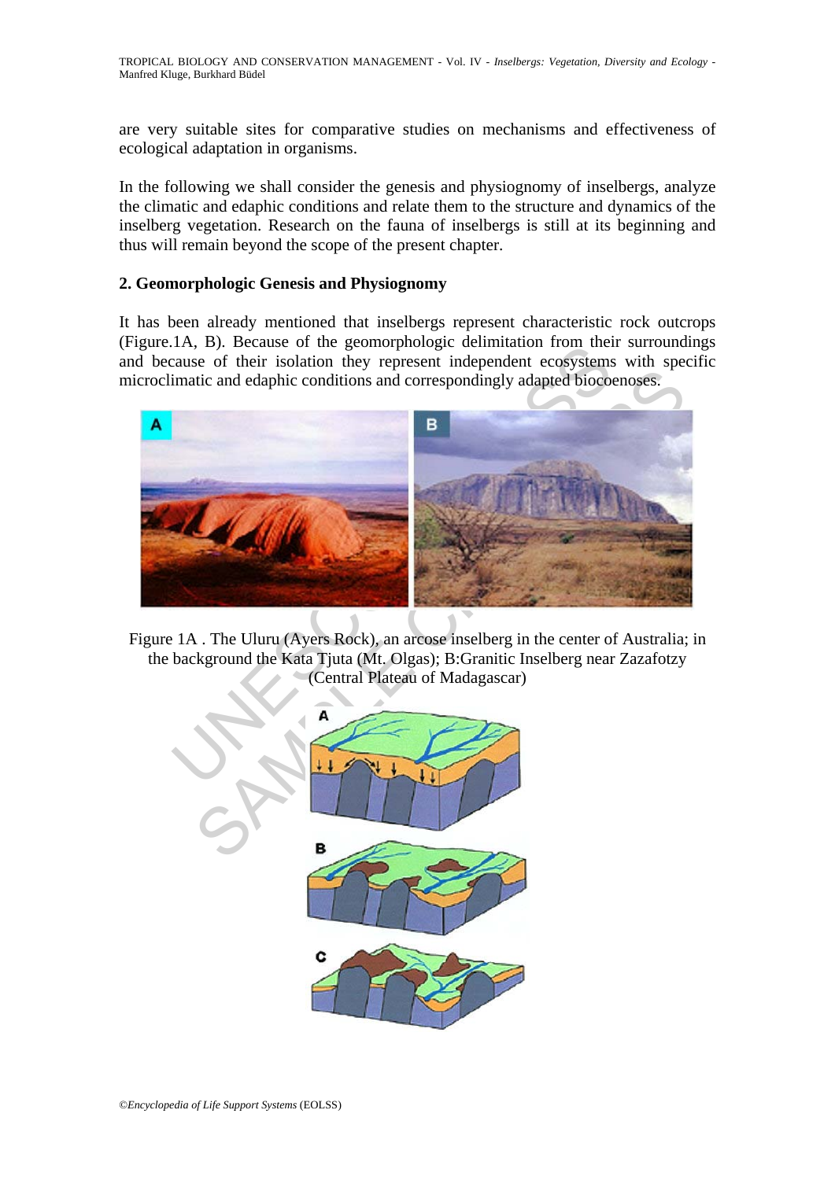are very suitable sites for comparative studies on mechanisms and effectiveness of ecological adaptation in organisms.

In the following we shall consider the genesis and physiognomy of inselbergs, analyze the climatic and edaphic conditions and relate them to the structure and dynamics of the inselberg vegetation. Research on the fauna of inselbergs is still at its beginning and thus will remain beyond the scope of the present chapter.

## 2. Geomorphologic Genesis and Physiognomy

It has been already mentioned that inselbergs represent characteristic rock outcrops (Figure.1A, B). Because of the geomorphologic delimitation from their surroundings and because of their isolation they represent independent ecosystems with specific microclimatic and edaphic conditions and correspondingly adapted biocoenoses.

Figure 1A . The Uluru (Ayers Rock), an arcose inselberg in the center of Australia; in the background the Kata Tjuta (Mt. Olgas); B:Granitic Inselberg near Zazafotzy (Central Plateau of Madagascar)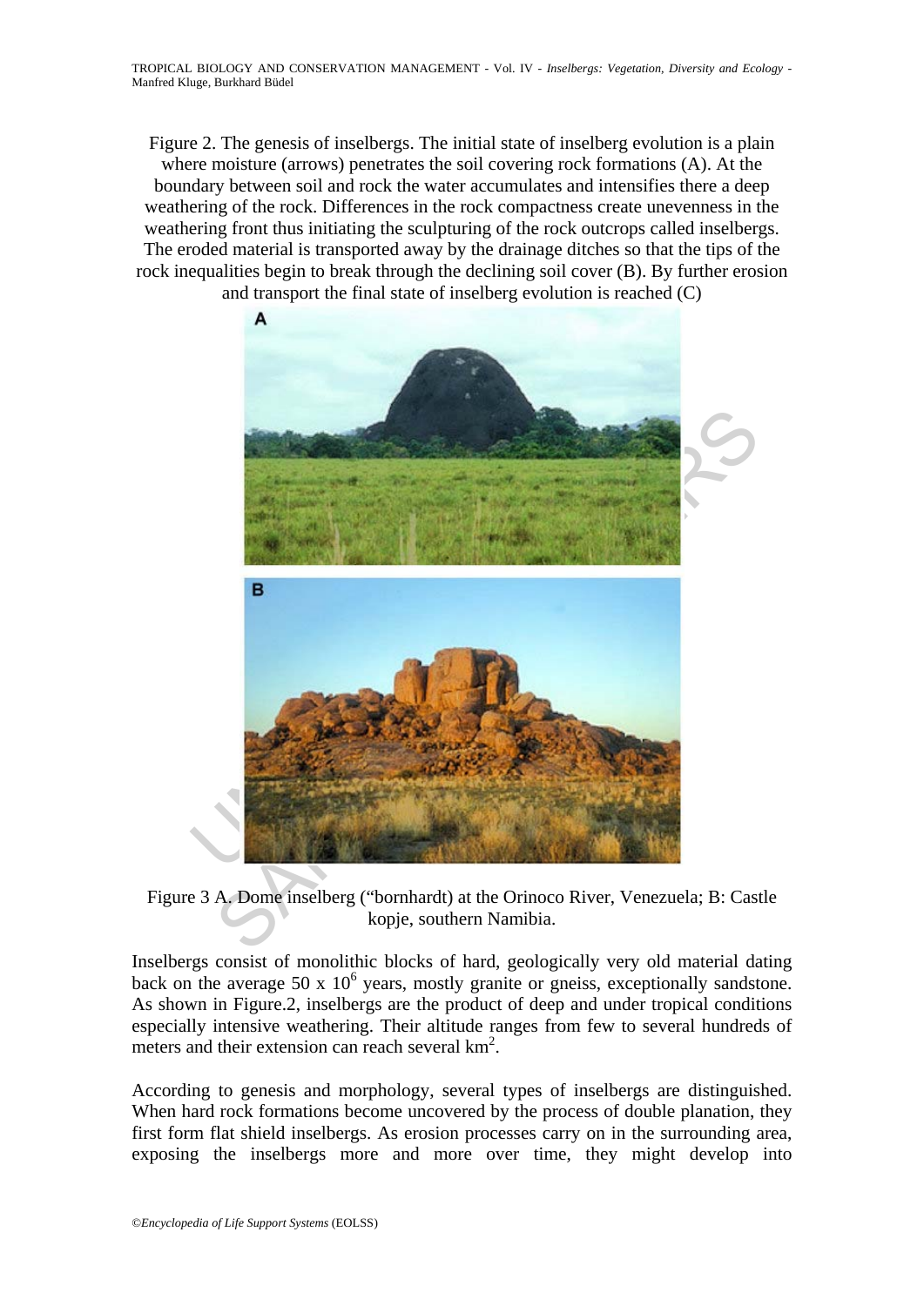Figure 2. The genesis of inselbergs. The initial state of inselberg evolution is a plain where moisture (arrows) penetrates the soil covering rock formations (A). At the boundary between soil and rock the water accumulates and intensifies there a deep weathering of the rock. Differences in the rock compactness create unevenness in the weathering front thus initiating the sculpturing of the rock outcrops called inselbergs. The eroded material is transported away by the drainage ditches so that the tips of the rock inequalities begin to break through the declining soil cover (B). By further erosion and transport the final state of inselberg evolution is reached (C)

Figure 3 A. Dome inselberg ("bornhardt) at the Orinoco River, Venezuela; B: Castle kopje, southern Namibia.

Inselbergs consist of monolithic blocks of hard, geologically very old material dating back on the average 50 x $10^6$ years, mostly granite or gneiss, exceptionally sandstone. As shown in Figure.2, inselbergs are the product of deep and under tropical conditions especially intensive weathering. Their altitude ranges from few to several hundreds of meters and their extension can reach several $km^2$.

According to genesis and morphology, several types of inselbergs are distinguished. When hard rock formations become uncovered by the process of double planation, they first form flat shield inselbergs. As erosion processes carry on in the surrounding area, exposing the inselbergs more and more over time, they might develop into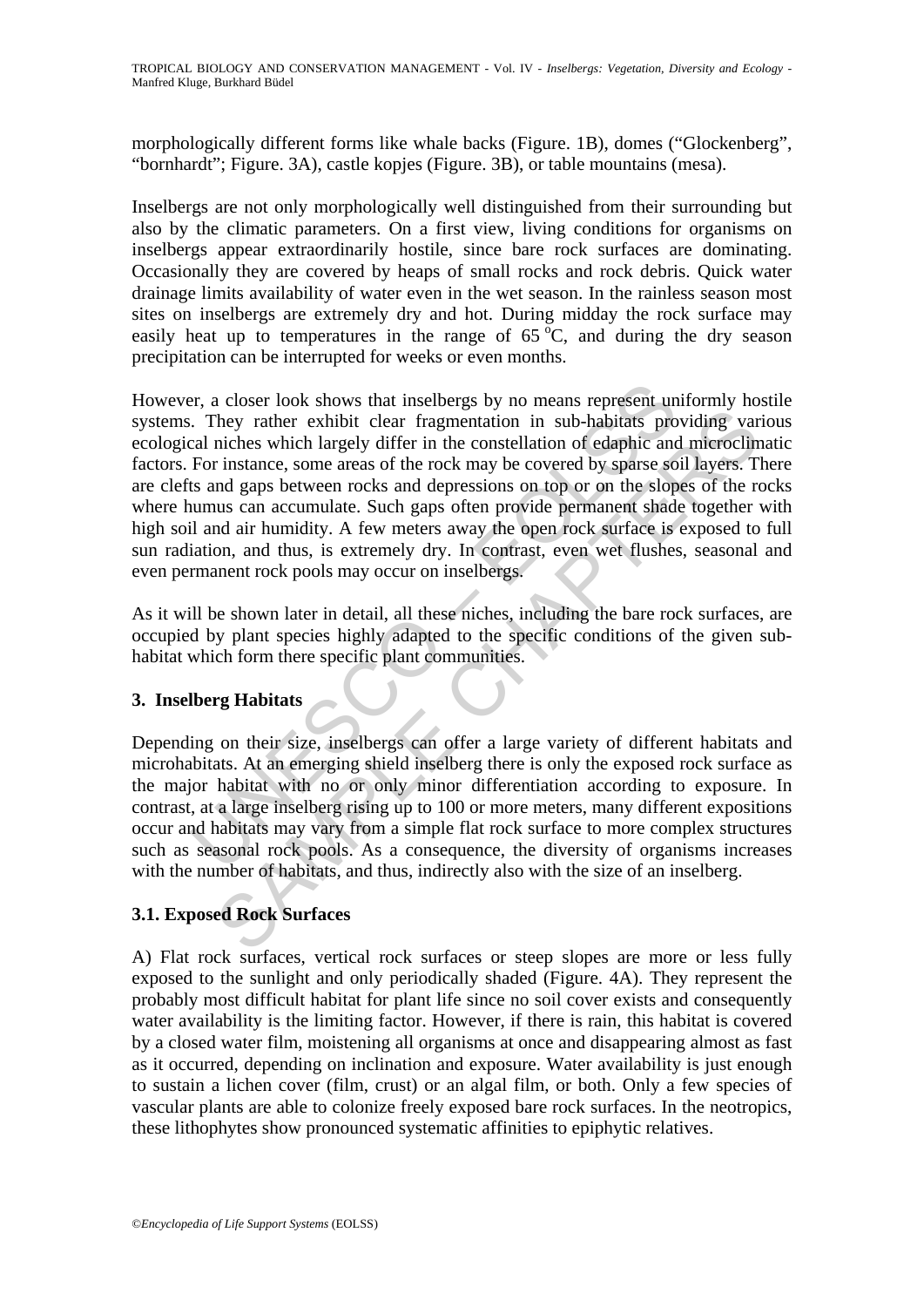morphologically different forms like whale backs (Figure. 1B), domes ("Glockenberg", "bornhardt"; Figure. 3A), castle kopjes (Figure. 3B), or table mountains (mesa).

Inselbergs are not only morphologically well distinguished from their surrounding but also by the climatic parameters. On a first view, living conditions for organisms on inselbergs appear extraordinarily hostile, since bare rock surfaces are dominating. Occasionally they are covered by heaps of small rocks and rock debris. Quick water drainage limits availability of water even in the wet season. In the rainless season most sites on inselbergs are extremely dry and hot. During midday the rock surface may easily heat up to temperatures in the range of 65 $^{o}$C, and during the dry season precipitation can be interrupted for weeks or even months.

However, a closer look shows that inselbergs by no means represent uniformly hostile systems. They rather exhibit clear fragmentation in sub-habitats providing various ecological niches which largely differ in the constellation of edaphic and microclimatic factors. For instance, some areas of the rock may be covered by sparse soil layers. There are clefts and gaps between rocks and depressions on top or on the slopes of the rocks where humus can accumulate. Such gaps often provide permanent shade together with high soil and air humidity. A few meters away the open rock surface is exposed to full sun radiation, and thus, is extremely dry. In contrast, even wet flushes, seasonal and even permanent rock pools may occur on inselbergs.

As it will be shown later in detail, all these niches, including the bare rock surfaces, are occupied by plant species highly adapted to the specific conditions of the given sub-habitat which form there specific plant communities.

## 3. Inselberg Habitats

Depending on their size, inselbergs can offer a large variety of different habitats and microhabitats. At an emerging shield inselberg there is only the exposed rock surface as the major habitat with no or only minor differentiation according to exposure. In contrast, at a large inselberg rising up to 100 or more meters, many different expositions occur and habitats may vary from a simple flat rock surface to more complex structures such as seasonal rock pools. As a consequence, the diversity of organisms increases with the number of habitats, and thus, indirectly also with the size of an inselberg.

### 3.1. Exposed Rock Surfaces

A) Flat rock surfaces, vertical rock surfaces or steep slopes are more or less fully exposed to the sunlight and only periodically shaded (Figure. 4A). They represent the probably most difficult habitat for plant life since no soil cover exists and consequently water availability is the limiting factor. However, if there is rain, this habitat is covered by a closed water film, moistening all organisms at once and disappearing almost as fast as it occurred, depending on inclination and exposure. Water availability is just enough to sustain a lichen cover (film, crust) or an algal film, or both. Only a few species of vascular plants are able to colonize freely exposed bare rock surfaces. In the neotropics, these lithophytes show pronounced systematic affinities to epiphytic relatives.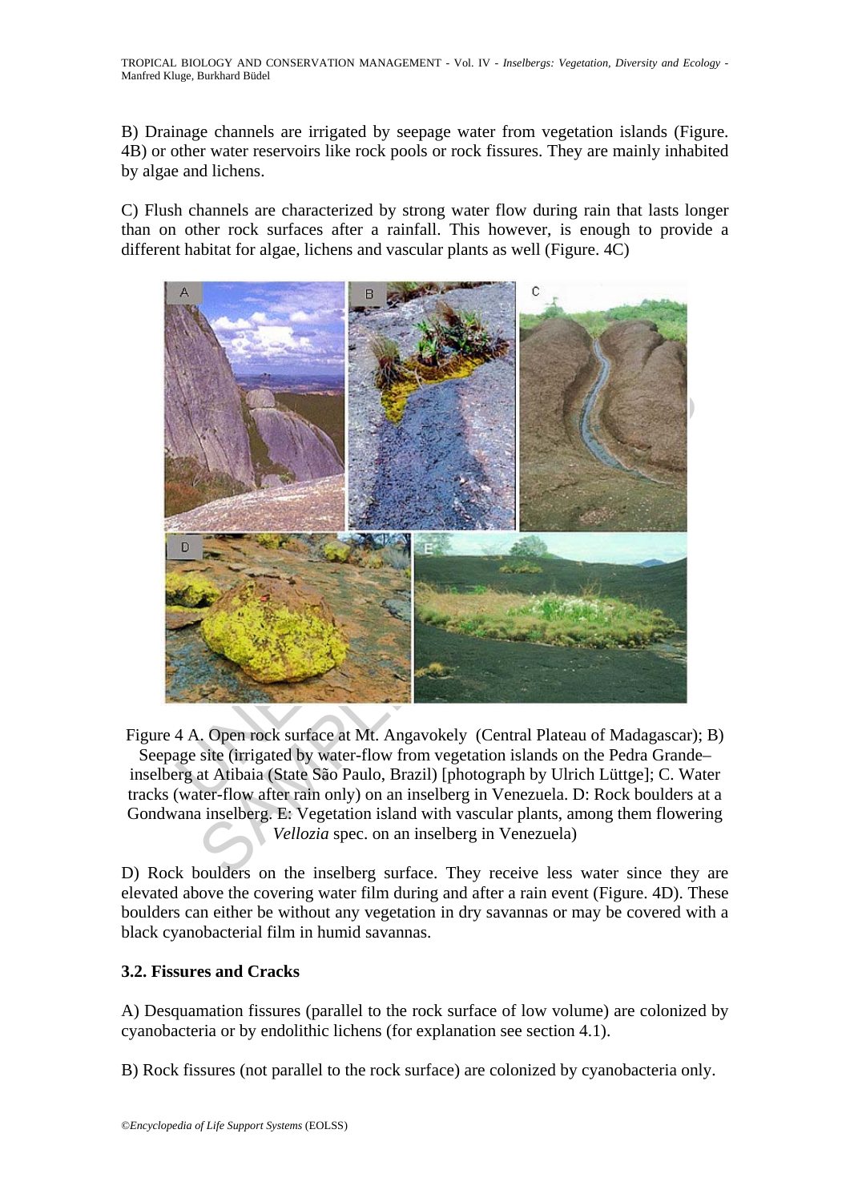B) Drainage channels are irrigated by seepage water from vegetation islands (Figure. 4B) or other water reservoirs like rock pools or rock fissures. They are mainly inhabited by algae and lichens.

C) Flush channels are characterized by strong water flow during rain that lasts longer than on other rock surfaces after a rainfall. This however, is enough to provide a different habitat for algae, lichens and vascular plants as well (Figure. 4C)

Figure 4 A. Open rock surface at Mt. Angavokely (Central Plateau of Madagascar); B) Seepage site (irrigated by water-flow from vegetation islands on the Pedra Grande–inselberg at Atibaia (State São Paulo, Brazil) [photograph by Ulrich Lüttge]; C. Water tracks (water-flow after rain only) on an inselberg in Venezuela. D: Rock boulders at a Gondwana inselberg. E: Vegetation island with vascular plants, among them flowering *Vellozia* spec. on an inselberg in Venezuela)

D) Rock boulders on the inselberg surface. They receive less water since they are elevated above the covering water film during and after a rain event (Figure. 4D). These boulders can either be without any vegetation in dry savannas or may be covered with a black cyanobacterial film in humid savannas.

### 3.2. Fissures and Cracks

A) Desquamation fissures (parallel to the rock surface of low volume) are colonized by cyanobacteria or by endolithic lichens (for explanation see section 4.1).

B) Rock fissures (not parallel to the rock surface) are colonized by cyanobacteria only.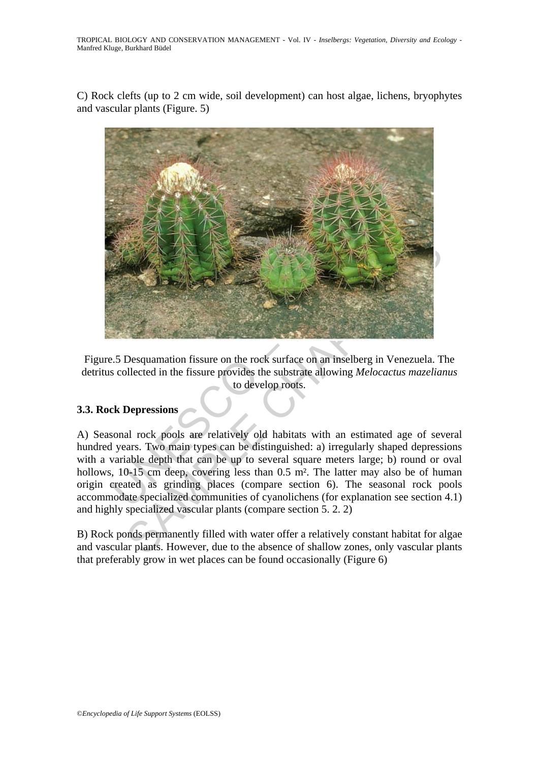C) Rock clefts (up to 2 cm wide, soil development) can host algae, lichens, bryophytes and vascular plants (Figure. 5)

Figure.5 Desquamation fissure on the rock surface on an inselberg in Venezuela. The detritus collected in the fissure provides the substrate allowing *Melocactus mazelianus* to develop roots.

### 3.3. Rock Depressions

A) Seasonal rock pools are relatively old habitats with an estimated age of several hundred years. Two main types can be distinguished: a) irregularly shaped depressions with a variable depth that can be up to several square meters large; b) round or oval hollows, 10-15 cm deep, covering less than 0.5 m². The latter may also be of human origin created as grinding places (compare section 6). The seasonal rock pools accommodate specialized communities of cyanolichens (for explanation see section 4.1) and highly specialized vascular plants (compare section 5. 2. 2)

B) Rock ponds permanently filled with water offer a relatively constant habitat for algae and vascular plants. However, due to the absence of shallow zones, only vascular plants that preferably grow in wet places can be found occasionally (Figure 6)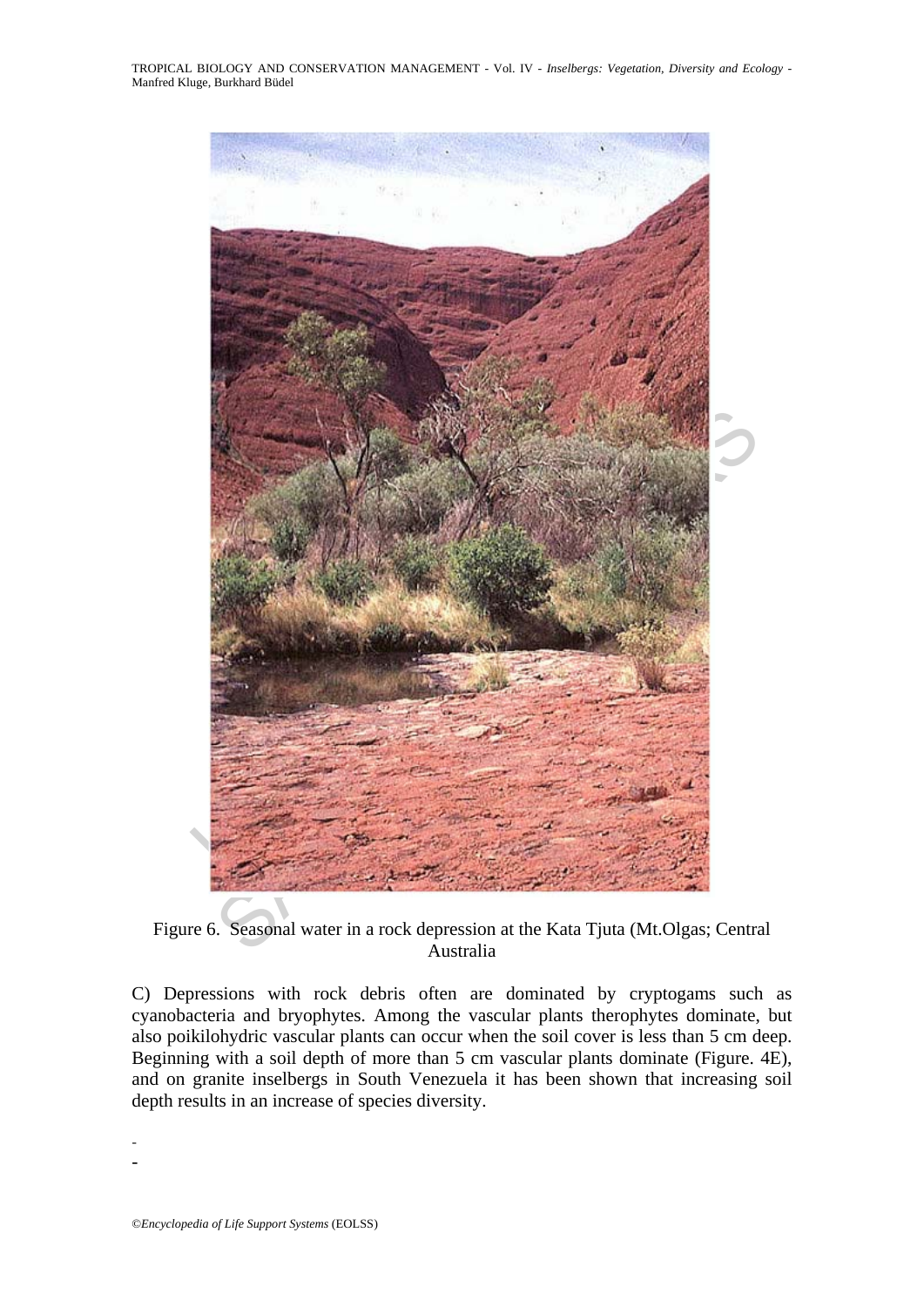Figure 6. Seasonal water in a rock depression at the Kata Tjuta (Mt.Olgas; Central Australia

C) Depressions with rock debris often are dominated by cryptogams such as cyanobacteria and bryophytes. Among the vascular plants therophytes dominate, but also poikilohydric vascular plants can occur when the soil cover is less than 5 cm deep. Beginning with a soil depth of more than 5 cm vascular plants dominate (Figure. 4E), and on granite inselbergs in South Venezuela it has been shown that increasing soil depth results in an increase of species diversity.

-

-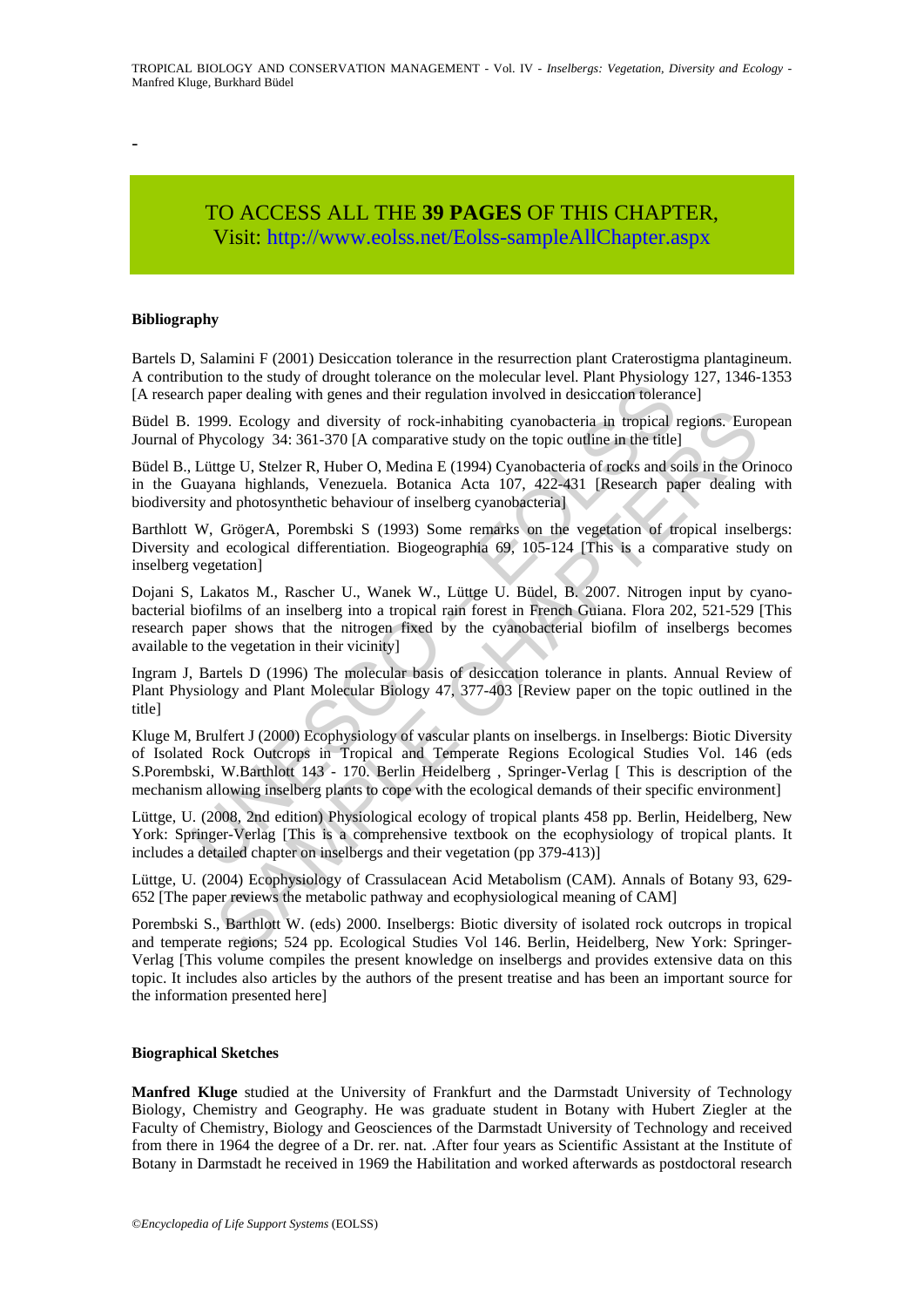-

TO ACCESS ALL THE **39 PAGES** OF THIS CHAPTER,
Visit: http://www.eolss.net/Eolss-sampleAllChapter.aspx

**Bibliography**

Bartels D, Salamini F (2001) Desiccation tolerance in the resurrection plant Craterostigma plantagineum. A contribution to the study of drought tolerance on the molecular level. Plant Physiology 127, 1346-1353 [A research paper dealing with genes and their regulation involved in desiccation tolerance]

Büdel B. 1999. Ecology and diversity of rock-inhabiting cyanobacteria in tropical regions. European Journal of Phycology 34: 361-370 [A comparative study on the topic outline in the title]

Büdel B., Lüttge U, Stelzer R, Huber O, Medina E (1994) Cyanobacteria of rocks and soils in the Orinoco in the Guayana highlands, Venezuela. Botanica Acta 107, 422-431 [Research paper dealing with biodiversity and photosynthetic behaviour of inselberg cyanobacteria]

Barthlott W, GrögerA, Porembski S (1993) Some remarks on the vegetation of tropical inselbergs: Diversity and ecological differentiation. Biogeographia 69, 105-124 [This is a comparative study on inselberg vegetation]

Dojani S, Lakatos M., Rascher U., Wanek W., Lüttge U. Büdel, B. 2007. Nitrogen input by cyano-bacterial biofilms of an inselberg into a tropical rain forest in French Guiana. Flora 202, 521-529 [This research paper shows that the nitrogen fixed by the cyanobacterial biofilm of inselbergs becomes available to the vegetation in their vicinity]

Ingram J, Bartels D (1996) The molecular basis of desiccation tolerance in plants. Annual Review of Plant Physiology and Plant Molecular Biology 47, 377-403 [Review paper on the topic outlined in the title]

Kluge M, Brulfert J (2000) Ecophysiology of vascular plants on inselbergs. in Inselbergs: Biotic Diversity of Isolated Rock Outcrops in Tropical and Temperate Regions Ecological Studies Vol. 146 (eds S.Porembski, W.Barthlott 143 - 170. Berlin Heidelberg , Springer-Verlag [ This is description of the mechanism allowing inselberg plants to cope with the ecological demands of their specific environment]

Lüttge, U. (2008, 2nd edition) Physiological ecology of tropical plants 458 pp. Berlin, Heidelberg, New York: Springer-Verlag [This is a comprehensive textbook on the ecophysiology of tropical plants. It includes a detailed chapter on inselbergs and their vegetation (pp 379-413)]

Lüttge, U. (2004) Ecophysiology of Crassulacean Acid Metabolism (CAM). Annals of Botany 93, 629-652 [The paper reviews the metabolic pathway and ecophysiological meaning of CAM]

Porembski S., Barthlott W. (eds) 2000. Inselbergs: Biotic diversity of isolated rock outcrops in tropical and temperate regions; 524 pp. Ecological Studies Vol 146. Berlin, Heidelberg, New York: Springer-Verlag [This volume compiles the present knowledge on inselbergs and provides extensive data on this topic. It includes also articles by the authors of the present treatise and has been an important source for the information presented here]

**Biographical Sketches**

**Manfred Kluge** studied at the University of Frankfurt and the Darmstadt University of Technology Biology, Chemistry and Geography. He was graduate student in Botany with Hubert Ziegler at the Faculty of Chemistry, Biology and Geosciences of the Darmstadt University of Technology and received from there in 1964 the degree of a Dr. rer. nat. .After four years as Scientific Assistant at the Institute of Botany in Darmstadt he received in 1969 the Habilitation and worked afterwards as postdoctoral research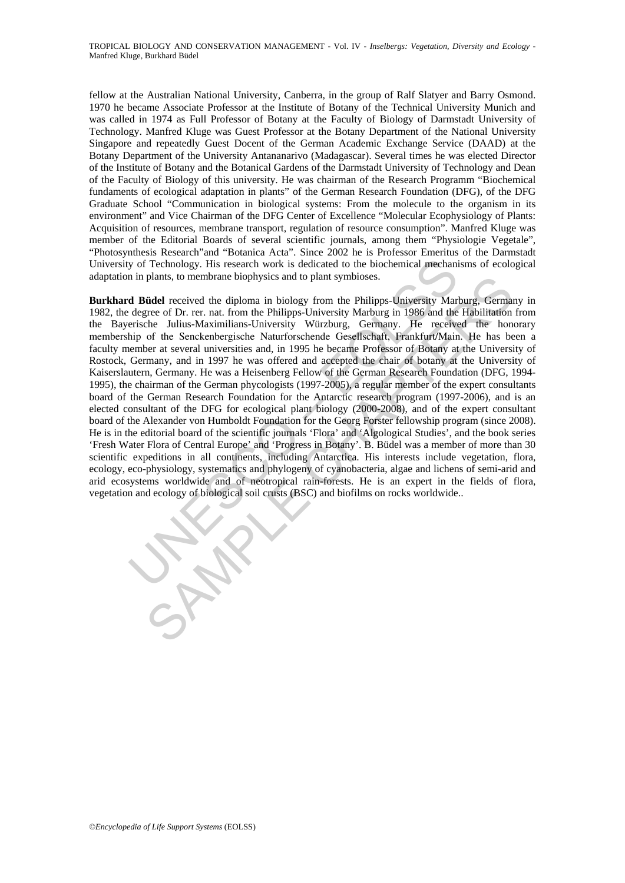fellow at the Australian National University, Canberra, in the group of Ralf Slatyer and Barry Osmond. 1970 he became Associate Professor at the Institute of Botany of the Technical University Munich and was called in 1974 as Full Professor of Botany at the Faculty of Biology of Darmstadt University of Technology. Manfred Kluge was Guest Professor at the Botany Department of the National University Singapore and repeatedly Guest Docent of the German Academic Exchange Service (DAAD) at the Botany Department of the University Antananarivo (Madagascar). Several times he was elected Director of the Institute of Botany and the Botanical Gardens of the Darmstadt University of Technology and Dean of the Faculty of Biology of this university. He was chairman of the Research Programm "Biochemical fundaments of ecological adaptation in plants" of the German Research Foundation (DFG), of the DFG Graduate School "Communication in biological systems: From the molecule to the organism in its environment" and Vice Chairman of the DFG Center of Excellence "Molecular Ecophysiology of Plants: Acquisition of resources, membrane transport, regulation of resource consumption". Manfred Kluge was member of the Editorial Boards of several scientific journals, among them "Physiologie Vegetale", "Photosynthesis Research"and "Botanica Acta". Since 2002 he is Professor Emeritus of the Darmstadt University of Technology. His research work is dedicated to the biochemical mechanisms of ecological adaptation in plants, to membrane biophysics and to plant symbioses.

**Burkhard Büdel** received the diploma in biology from the Philipps-University Marburg, Germany in 1982, the degree of Dr. rer. nat. from the Philipps-University Marburg in 1986 and the Habilitation from the Bayerische Julius-Maximilians-University Würzburg, Germany. He received the honorary membership of the Senckenbergische Naturforschende Gesellschaft, Frankfurt/Main. He has been a faculty member at several universities and, in 1995 he became Professor of Botany at the University of Rostock, Germany, and in 1997 he was offered and accepted the chair of botany at the University of Kaiserslautern, Germany. He was a Heisenberg Fellow of the German Research Foundation (DFG, 1994-1995), the chairman of the German phycologists (1997-2005), a regular member of the expert consultants board of the German Research Foundation for the Antarctic research program (1997-2006), and is an elected consultant of the DFG for ecological plant biology (2000-2008), and of the expert consultant board of the Alexander von Humboldt Foundation for the Georg Forster fellowship program (since 2008). He is in the editorial board of the scientific journals 'Flora' and 'Algological Studies', and the book series 'Fresh Water Flora of Central Europe' and 'Progress in Botany'. B. Büdel was a member of more than 30 scientific expeditions in all continents, including Antarctica. His interests include vegetation, flora, ecology, eco-physiology, systematics and phylogeny of cyanobacteria, algae and lichens of semi-arid and arid ecosystems worldwide and of neotropical rain-forests. He is an expert in the fields of flora, vegetation and ecology of biological soil crusts (BSC) and biofilms on rocks worldwide..